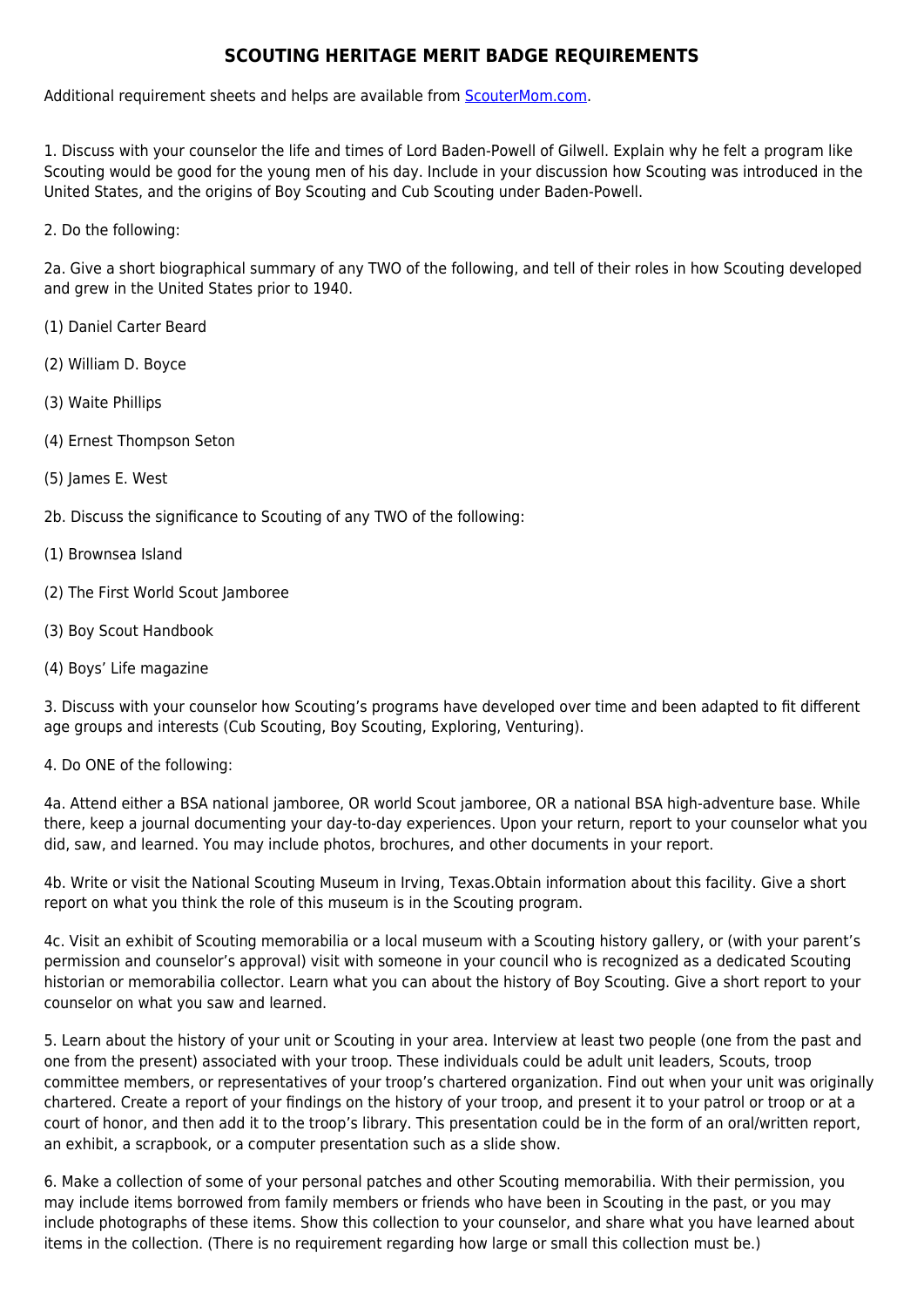# SCOUTING HERITAGE MERIT BADGE REQUIREMENTS

Additional requirement sheets and helps are available from [ScouterMom.com](ScouterMom.com).

1. Discuss with your counselor the life and times of Lord Baden-Powell of Gilwell. Explain why he felt a program like Scouting would be good for the young men of his day. Include in your discussion how Scouting was introduced in the United States, and the origins of Boy Scouting and Cub Scouting under Baden-Powell.

2. Do the following:

2a. Give a short biographical summary of any TWO of the following, and tell of their roles in how Scouting developed and grew in the United States prior to 1940.

(1) Daniel Carter Beard

(2) William D. Boyce

(3) Waite Phillips

(4) Ernest Thompson Seton

(5) James E. West

2b. Discuss the significance to Scouting of any TWO of the following:

(1) Brownsea Island

(2) The First World Scout Jamboree

(3) Boy Scout Handbook

(4) Boys' Life magazine

3. Discuss with your counselor how Scouting's programs have developed over time and been adapted to fit different age groups and interests (Cub Scouting, Boy Scouting, Exploring, Venturing).

4. Do ONE of the following:

4a. Attend either a BSA national jamboree, OR world Scout jamboree, OR a national BSA high-adventure base. While there, keep a journal documenting your day-to-day experiences. Upon your return, report to your counselor what you did, saw, and learned. You may include photos, brochures, and other documents in your report.

4b. Write or visit the National Scouting Museum in Irving, Texas.Obtain information about this facility. Give a short report on what you think the role of this museum is in the Scouting program.

4c. Visit an exhibit of Scouting memorabilia or a local museum with a Scouting history gallery, or (with your parent's permission and counselor's approval) visit with someone in your council who is recognized as a dedicated Scouting historian or memorabilia collector. Learn what you can about the history of Boy Scouting. Give a short report to your counselor on what you saw and learned.

5. Learn about the history of your unit or Scouting in your area. Interview at least two people (one from the past and one from the present) associated with your troop. These individuals could be adult unit leaders, Scouts, troop committee members, or representatives of your troop's chartered organization. Find out when your unit was originally chartered. Create a report of your findings on the history of your troop, and present it to your patrol or troop or at a court of honor, and then add it to the troop's library. This presentation could be in the form of an oral/written report, an exhibit, a scrapbook, or a computer presentation such as a slide show.

6. Make a collection of some of your personal patches and other Scouting memorabilia. With their permission, you may include items borrowed from family members or friends who have been in Scouting in the past, or you may include photographs of these items. Show this collection to your counselor, and share what you have learned about items in the collection. (There is no requirement regarding how large or small this collection must be.)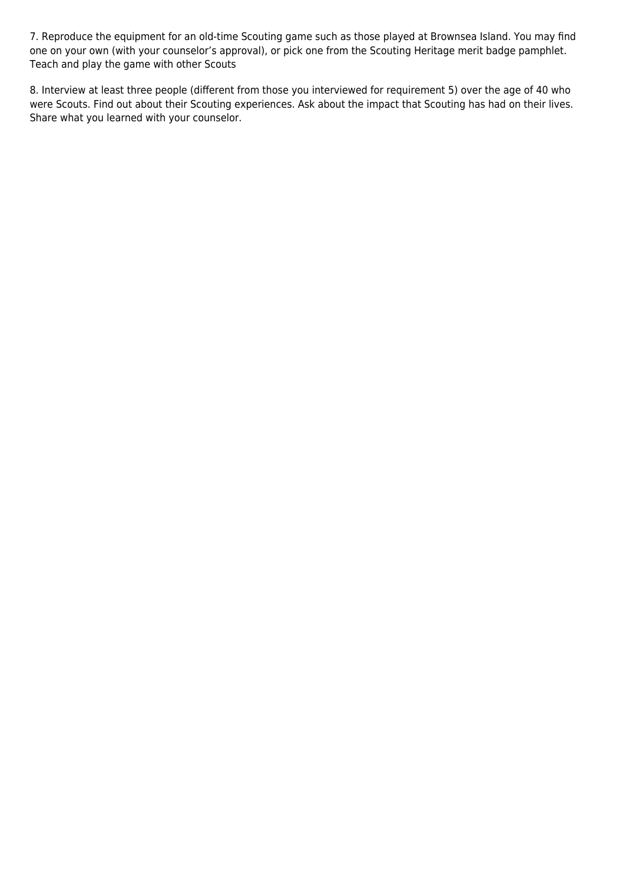7. Reproduce the equipment for an old-time Scouting game such as those played at Brownsea Island. You may find one on your own (with your counselor's approval), or pick one from the Scouting Heritage merit badge pamphlet. Teach and play the game with other Scouts

8. Interview at least three people (different from those you interviewed for requirement 5) over the age of 40 who were Scouts. Find out about their Scouting experiences. Ask about the impact that Scouting has had on their lives. Share what you learned with your counselor.